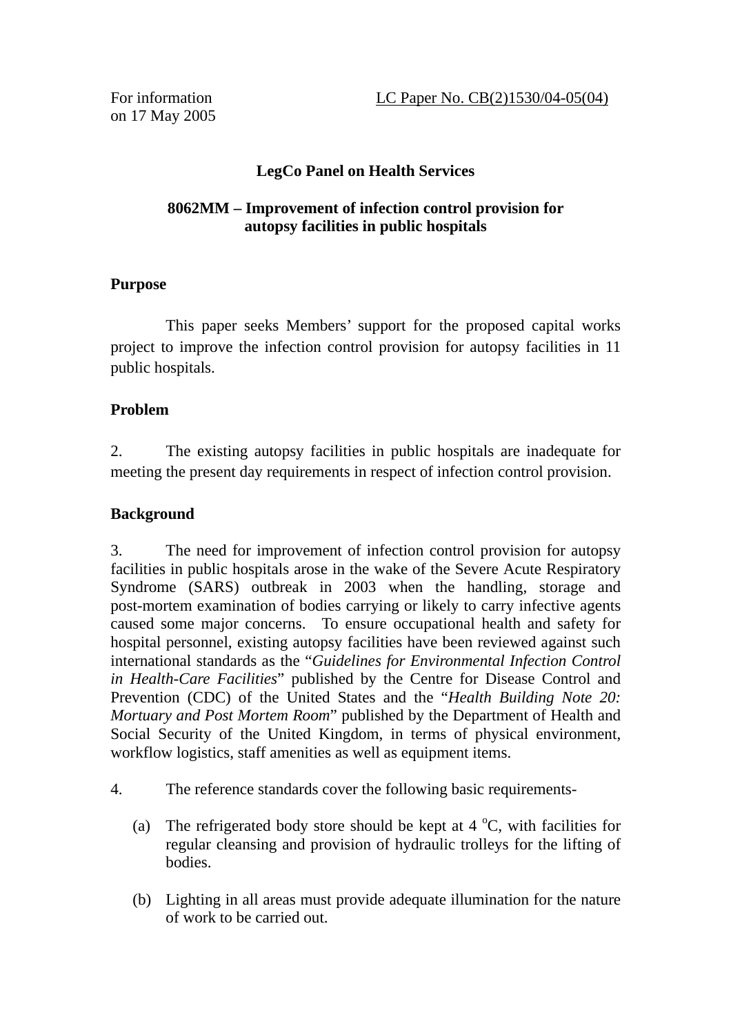For information
on 17 May 2005

LC Paper No. CB(2)1530/04-05(04)

**LegCo Panel on Health Services**

**8062MM – Improvement of infection control provision for autopsy facilities in public hospitals**

## Purpose

This paper seeks Members' support for the proposed capital works project to improve the infection control provision for autopsy facilities in 11 public hospitals.

## Problem

2. The existing autopsy facilities in public hospitals are inadequate for meeting the present day requirements in respect of infection control provision.

## Background

3. The need for improvement of infection control provision for autopsy facilities in public hospitals arose in the wake of the Severe Acute Respiratory Syndrome (SARS) outbreak in 2003 when the handling, storage and post-mortem examination of bodies carrying or likely to carry infective agents caused some major concerns. To ensure occupational health and safety for hospital personnel, existing autopsy facilities have been reviewed against such international standards as the "*Guidelines for Environmental Infection Control in Health-Care Facilities*" published by the Centre for Disease Control and Prevention (CDC) of the United States and the "*Health Building Note 20: Mortuary and Post Mortem Room*" published by the Department of Health and Social Security of the United Kingdom, in terms of physical environment, workflow logistics, staff amenities as well as equipment items.

4. The reference standards cover the following basic requirements-

(a) The refrigerated body store should be kept at 4 $^{o}$C, with facilities for regular cleansing and provision of hydraulic trolleys for the lifting of bodies.

(b) Lighting in all areas must provide adequate illumination for the nature of work to be carried out.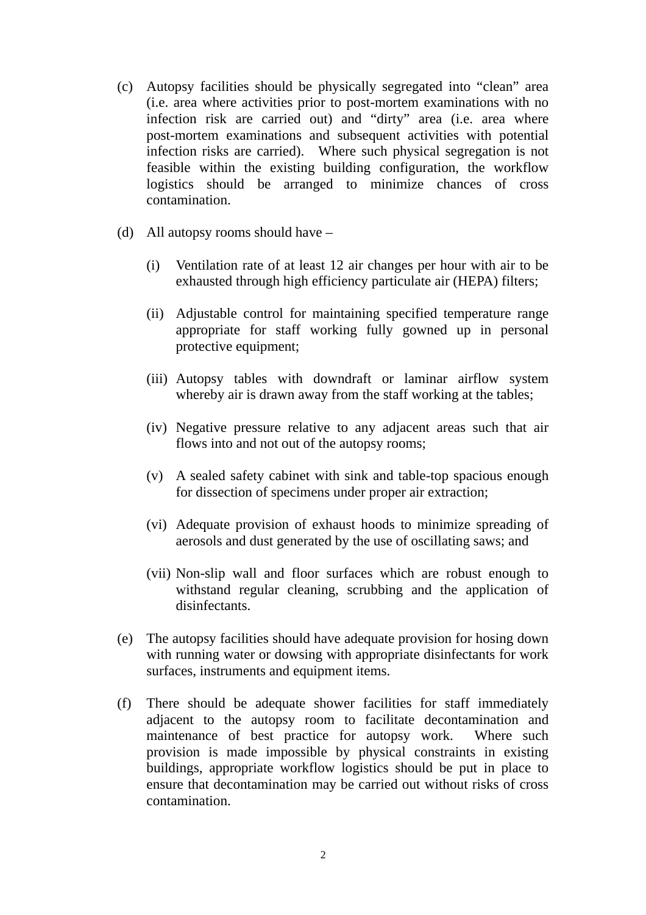(c) Autopsy facilities should be physically segregated into "clean" area (i.e. area where activities prior to post-mortem examinations with no infection risk are carried out) and "dirty" area (i.e. area where post-mortem examinations and subsequent activities with potential infection risks are carried). Where such physical segregation is not feasible within the existing building configuration, the workflow logistics should be arranged to minimize chances of cross contamination.

(d) All autopsy rooms should have –

   (i) Ventilation rate of at least 12 air changes per hour with air to be exhausted through high efficiency particulate air (HEPA) filters;

   (ii) Adjustable control for maintaining specified temperature range appropriate for staff working fully gowned up in personal protective equipment;

   (iii) Autopsy tables with downdraft or laminar airflow system whereby air is drawn away from the staff working at the tables;

   (iv) Negative pressure relative to any adjacent areas such that air flows into and not out of the autopsy rooms;

   (v) A sealed safety cabinet with sink and table-top spacious enough for dissection of specimens under proper air extraction;

   (vi) Adequate provision of exhaust hoods to minimize spreading of aerosols and dust generated by the use of oscillating saws; and

   (vii) Non-slip wall and floor surfaces which are robust enough to withstand regular cleaning, scrubbing and the application of disinfectants.

(e) The autopsy facilities should have adequate provision for hosing down with running water or dowsing with appropriate disinfectants for work surfaces, instruments and equipment items.

(f) There should be adequate shower facilities for staff immediately adjacent to the autopsy room to facilitate decontamination and maintenance of best practice for autopsy work. Where such provision is made impossible by physical constraints in existing buildings, appropriate workflow logistics should be put in place to ensure that decontamination may be carried out without risks of cross contamination.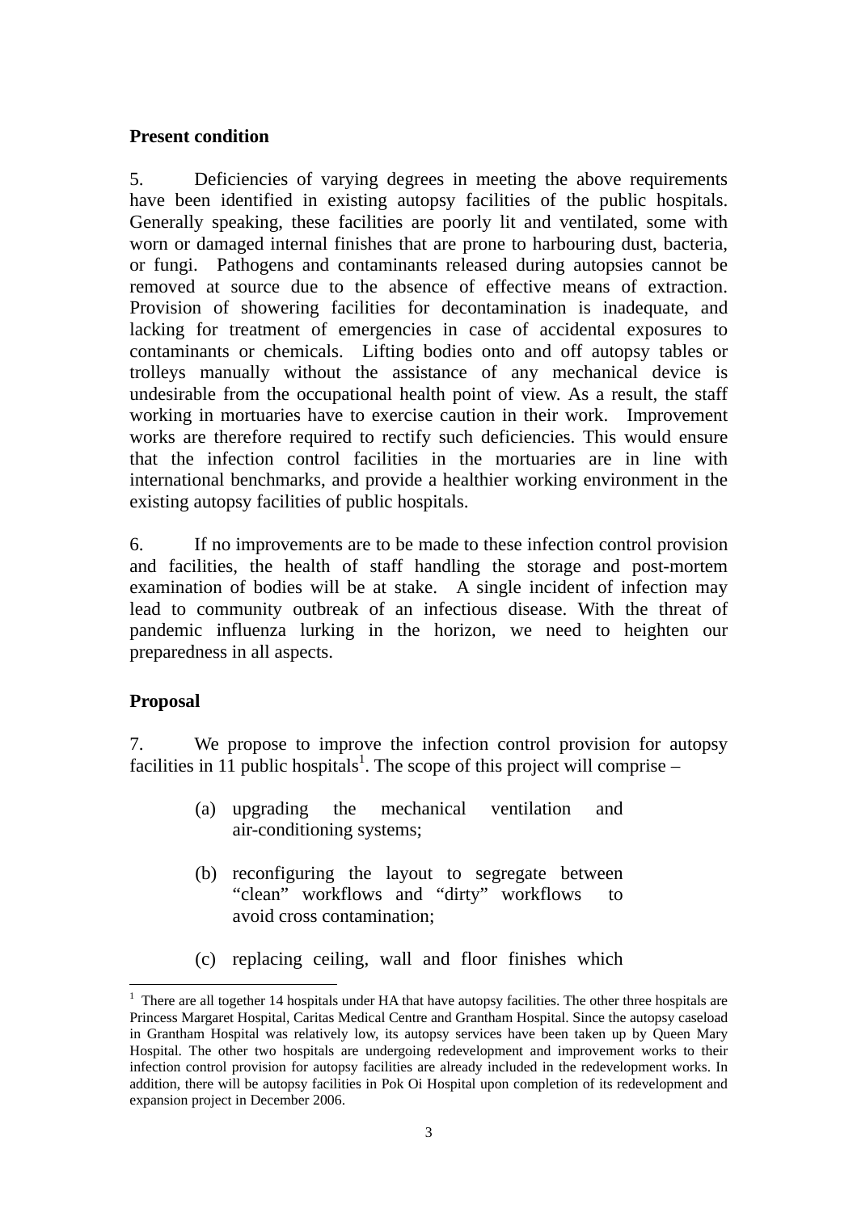**Present condition**

5. Deficiencies of varying degrees in meeting the above requirements have been identified in existing autopsy facilities of the public hospitals. Generally speaking, these facilities are poorly lit and ventilated, some with worn or damaged internal finishes that are prone to harbouring dust, bacteria, or fungi. Pathogens and contaminants released during autopsies cannot be removed at source due to the absence of effective means of extraction. Provision of showering facilities for decontamination is inadequate, and lacking for treatment of emergencies in case of accidental exposures to contaminants or chemicals. Lifting bodies onto and off autopsy tables or trolleys manually without the assistance of any mechanical device is undesirable from the occupational health point of view. As a result, the staff working in mortuaries have to exercise caution in their work. Improvement works are therefore required to rectify such deficiencies. This would ensure that the infection control facilities in the mortuaries are in line with international benchmarks, and provide a healthier working environment in the existing autopsy facilities of public hospitals.

6. If no improvements are to be made to these infection control provision and facilities, the health of staff handling the storage and post-mortem examination of bodies will be at stake. A single incident of infection may lead to community outbreak of an infectious disease. With the threat of pandemic influenza lurking in the horizon, we need to heighten our preparedness in all aspects.

**Proposal**

7. We propose to improve the infection control provision for autopsy facilities in 11 public hospitals[1]. The scope of this project will comprise –

(a) upgrading the mechanical ventilation and air-conditioning systems;

(b) reconfiguring the layout to segregate between "clean" workflows and "dirty" workflows to avoid cross contamination;

(c) replacing ceiling, wall and floor finishes which

---

[1] There are all together 14 hospitals under HA that have autopsy facilities. The other three hospitals are Princess Margaret Hospital, Caritas Medical Centre and Grantham Hospital. Since the autopsy caseload in Grantham Hospital was relatively low, its autopsy services have been taken up by Queen Mary Hospital. The other two hospitals are undergoing redevelopment and improvement works to their infection control provision for autopsy facilities are already included in the redevelopment works. In addition, there will be autopsy facilities in Pok Oi Hospital upon completion of its redevelopment and expansion project in December 2006.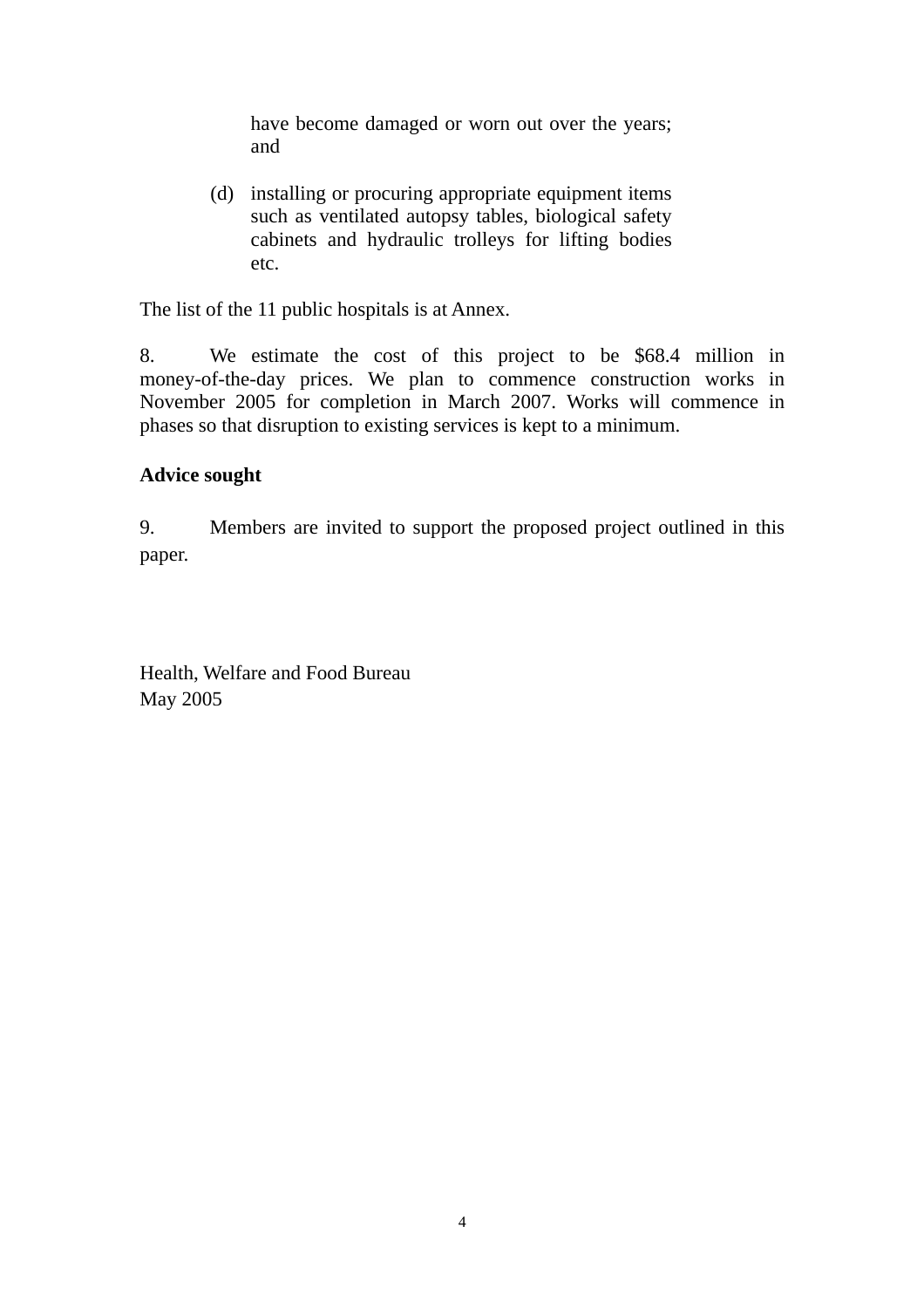have become damaged or worn out over the years; and

(d) installing or procuring appropriate equipment items such as ventilated autopsy tables, biological safety cabinets and hydraulic trolleys for lifting bodies etc.

The list of the 11 public hospitals is at Annex.

8. We estimate the cost of this project to be $68.4 million in money-of-the-day prices. We plan to commence construction works in November 2005 for completion in March 2007. Works will commence in phases so that disruption to existing services is kept to a minimum.

**Advice sought**

9. Members are invited to support the proposed project outlined in this paper.

Health, Welfare and Food Bureau
May 2005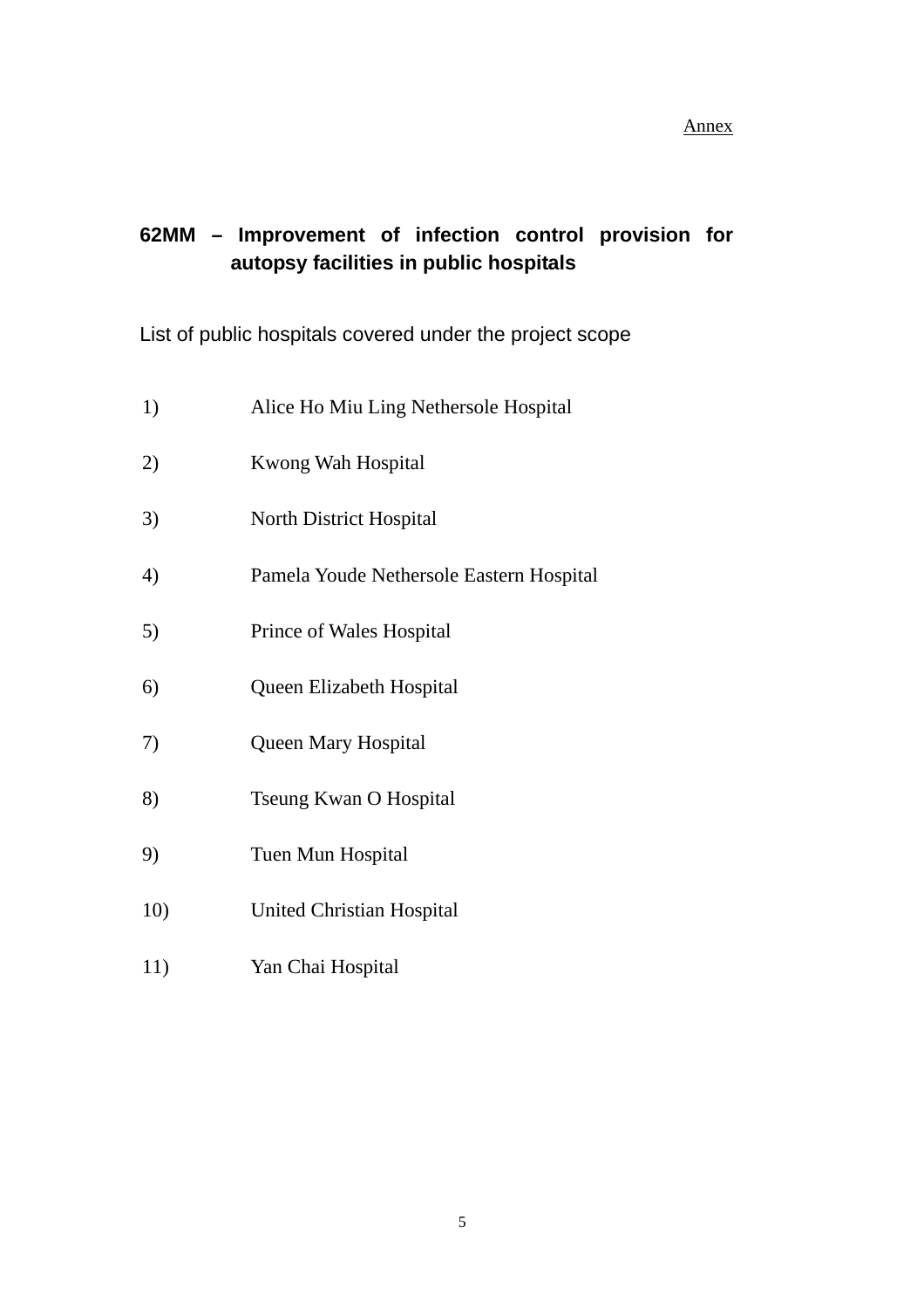Annex

## 62MM – Improvement of infection control provision for autopsy facilities in public hospitals

List of public hospitals covered under the project scope

1) Alice Ho Miu Ling Nethersole Hospital
2) Kwong Wah Hospital
3) North District Hospital
4) Pamela Youde Nethersole Eastern Hospital
5) Prince of Wales Hospital
6) Queen Elizabeth Hospital
7) Queen Mary Hospital
8) Tseung Kwan O Hospital
9) Tuen Mun Hospital
10) United Christian Hospital
11) Yan Chai Hospital